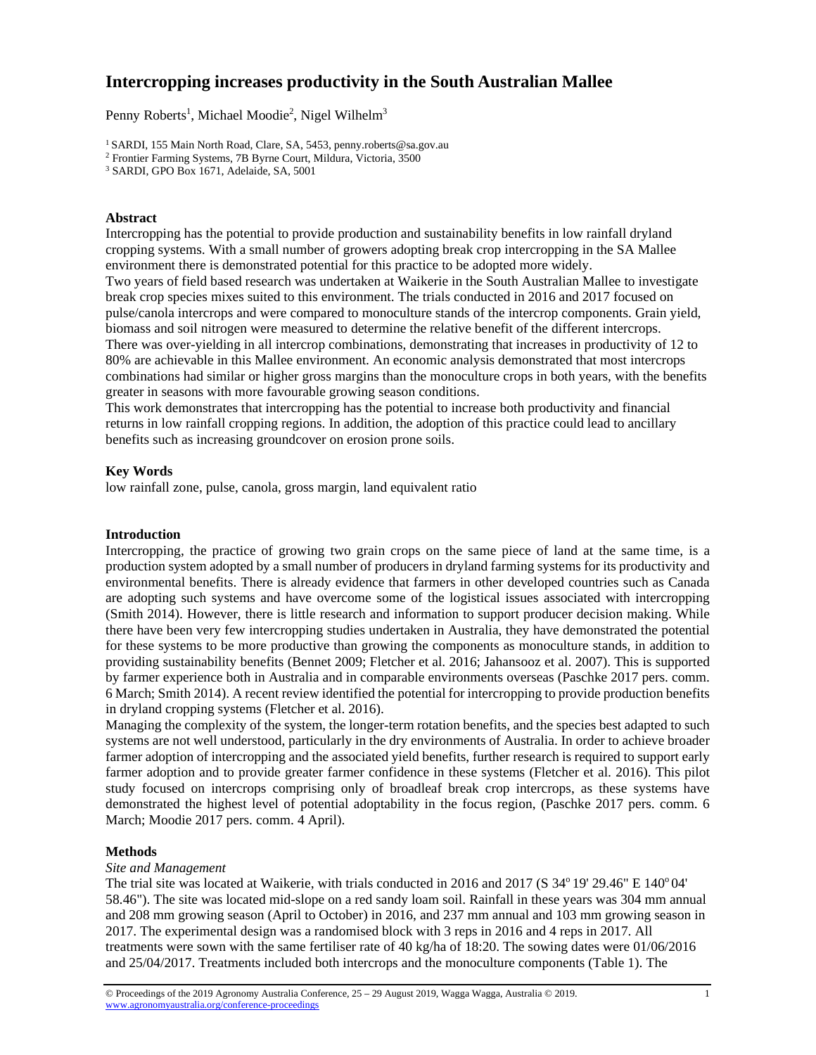# Intercropping increases productivity in the South Australian Mallee

Penny Roberts[1], Michael Moodie[2], Nigel Wilhelm[3]

[1] SARDI, 155 Main North Road, Clare, SA, 5453, penny.roberts@sa.gov.au

[2] Frontier Farming Systems, 7B Byrne Court, Mildura, Victoria, 3500

[3] SARDI, GPO Box 1671, Adelaide, SA, 5001

## Abstract

Intercropping has the potential to provide production and sustainability benefits in low rainfall dryland cropping systems. With a small number of growers adopting break crop intercropping in the SA Mallee environment there is demonstrated potential for this practice to be adopted more widely.

Two years of field based research was undertaken at Waikerie in the South Australian Mallee to investigate break crop species mixes suited to this environment. The trials conducted in 2016 and 2017 focused on pulse/canola intercrops and were compared to monoculture stands of the intercrop components. Grain yield, biomass and soil nitrogen were measured to determine the relative benefit of the different intercrops.

There was over-yielding in all intercrop combinations, demonstrating that increases in productivity of 12 to 80% are achievable in this Mallee environment. An economic analysis demonstrated that most intercrops combinations had similar or higher gross margins than the monoculture crops in both years, with the benefits greater in seasons with more favourable growing season conditions.

This work demonstrates that intercropping has the potential to increase both productivity and financial returns in low rainfall cropping regions. In addition, the adoption of this practice could lead to ancillary benefits such as increasing groundcover on erosion prone soils.

## Key Words

low rainfall zone, pulse, canola, gross margin, land equivalent ratio

## Introduction

Intercropping, the practice of growing two grain crops on the same piece of land at the same time, is a production system adopted by a small number of producers in dryland farming systems for its productivity and environmental benefits. There is already evidence that farmers in other developed countries such as Canada are adopting such systems and have overcome some of the logistical issues associated with intercropping (Smith 2014). However, there is little research and information to support producer decision making. While there have been very few intercropping studies undertaken in Australia, they have demonstrated the potential for these systems to be more productive than growing the components as monoculture stands, in addition to providing sustainability benefits (Bennet 2009; Fletcher et al. 2016; Jahansooz et al. 2007). This is supported by farmer experience both in Australia and in comparable environments overseas (Paschke 2017 pers. comm. 6 March; Smith 2014). A recent review identified the potential for intercropping to provide production benefits in dryland cropping systems (Fletcher et al. 2016).

Managing the complexity of the system, the longer-term rotation benefits, and the species best adapted to such systems are not well understood, particularly in the dry environments of Australia. In order to achieve broader farmer adoption of intercropping and the associated yield benefits, further research is required to support early farmer adoption and to provide greater farmer confidence in these systems (Fletcher et al. 2016). This pilot study focused on intercrops comprising only of broadleaf break crop intercrops, as these systems have demonstrated the highest level of potential adoptability in the focus region, (Paschke 2017 pers. comm. 6 March; Moodie 2017 pers. comm. 4 April).

## Methods

*Site and Management*

The trial site was located at Waikerie, with trials conducted in 2016 and 2017 (S 34$^{o}$ 19' 29.46" E 140$^{o}$ 04' 58.46"). The site was located mid-slope on a red sandy loam soil. Rainfall in these years was 304 mm annual and 208 mm growing season (April to October) in 2016, and 237 mm annual and 103 mm growing season in 2017. The experimental design was a randomised block with 3 reps in 2016 and 4 reps in 2017. All treatments were sown with the same fertiliser rate of 40 kg/ha of 18:20. The sowing dates were 01/06/2016 and 25/04/2017. Treatments included both intercrops and the monoculture components (Table 1). The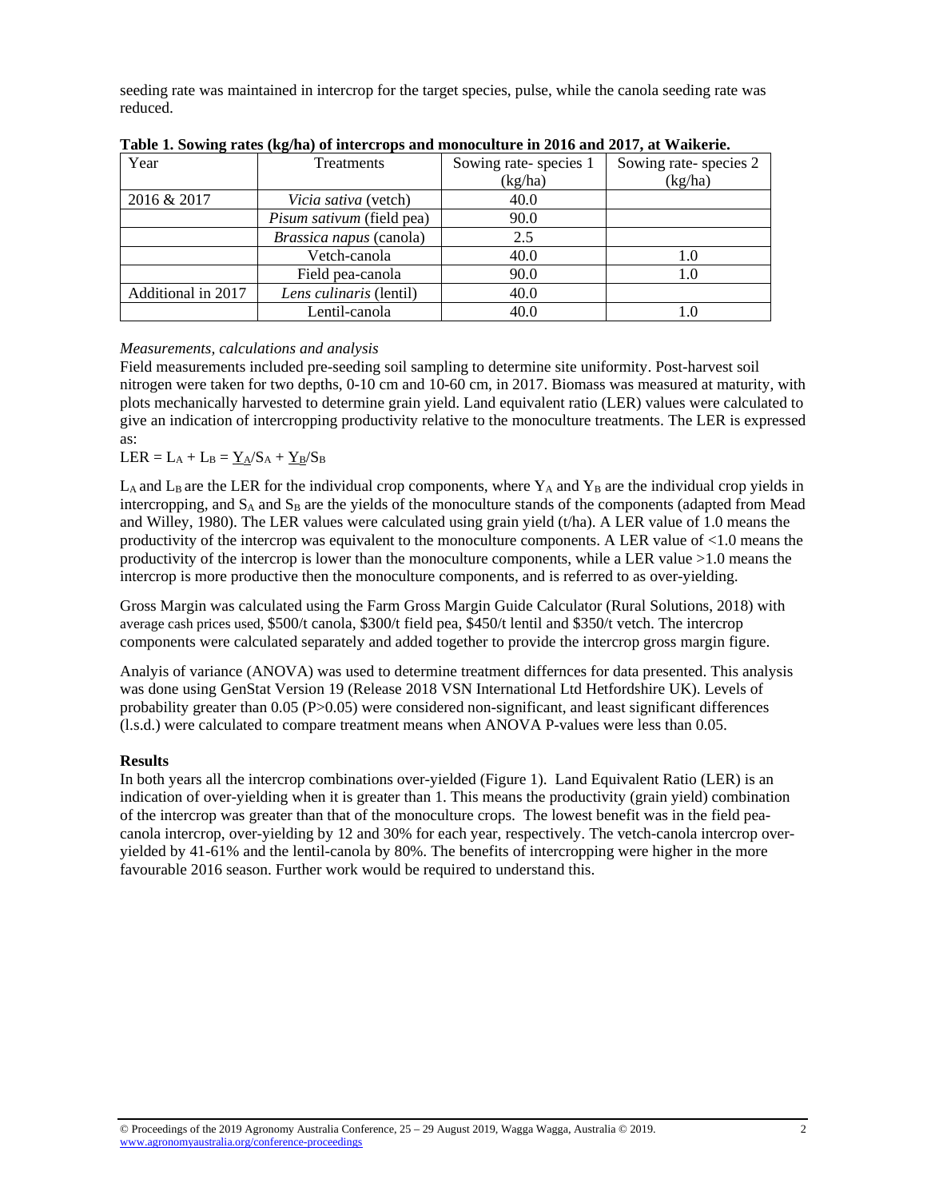seeding rate was maintained in intercrop for the target species, pulse, while the canola seeding rate was reduced.

**Table 1. Sowing rates (kg/ha) of intercrops and monoculture in 2016 and 2017, at Waikerie.**

| Year | Treatments | Sowing rate- species 1 (kg/ha) | Sowing rate- species 2 (kg/ha) |
|---|---|---|---|
| 2016 & 2017 | *Vicia sativa* (vetch) | 40.0 | |
| | *Pisum sativum* (field pea) | 90.0 | |
| | *Brassica napus* (canola) | 2.5 | |
| | Vetch-canola | 40.0 | 1.0 |
| | Field pea-canola | 90.0 | 1.0 |
| Additional in 2017 | *Lens culinaris* (lentil) | 40.0 | |
| | Lentil-canola | 40.0 | 1.0 |

*Measurements, calculations and analysis*

Field measurements included pre-seeding soil sampling to determine site uniformity. Post-harvest soil nitrogen were taken for two depths, 0-10 cm and 10-60 cm, in 2017. Biomass was measured at maturity, with plots mechanically harvested to determine grain yield. Land equivalent ratio (LER) values were calculated to give an indication of intercropping productivity relative to the monoculture treatments. The LER is expressed as:

$$LER = L_A + L_B = \underline{Y_A}/S_A + \underline{Y_B}/S_B$$

$L_A$ and $L_B$ are the LER for the individual crop components, where $Y_A$ and $Y_B$ are the individual crop yields in intercropping, and $S_A$ and $S_B$ are the yields of the monoculture stands of the components (adapted from Mead and Willey, 1980). The LER values were calculated using grain yield (t/ha). A LER value of 1.0 means the productivity of the intercrop was equivalent to the monoculture components. A LER value of <1.0 means the productivity of the intercrop is lower than the monoculture components, while a LER value >1.0 means the intercrop is more productive then the monoculture components, and is referred to as over-yielding.

Gross Margin was calculated using the Farm Gross Margin Guide Calculator (Rural Solutions, 2018) with average cash prices used, \$500/t canola, \$300/t field pea, \$450/t lentil and \$350/t vetch. The intercrop components were calculated separately and added together to provide the intercrop gross margin figure.

Analyis of variance (ANOVA) was used to determine treatment differnces for data presented. This analysis was done using GenStat Version 19 (Release 2018 VSN International Ltd Hetfordshire UK). Levels of probability greater than 0.05 ($P>0.05$) were considered non-significant, and least significant differences (l.s.d.) were calculated to compare treatment means when ANOVA P-values were less than 0.05.

**Results**

In both years all the intercrop combinations over-yielded (Figure 1). Land Equivalent Ratio (LER) is an indication of over-yielding when it is greater than 1. This means the productivity (grain yield) combination of the intercrop was greater than that of the monoculture crops. The lowest benefit was in the field pea-canola intercrop, over-yielding by 12 and 30% for each year, respectively. The vetch-canola intercrop over-yielded by 41-61% and the lentil-canola by 80%. The benefits of intercropping were higher in the more favourable 2016 season. Further work would be required to understand this.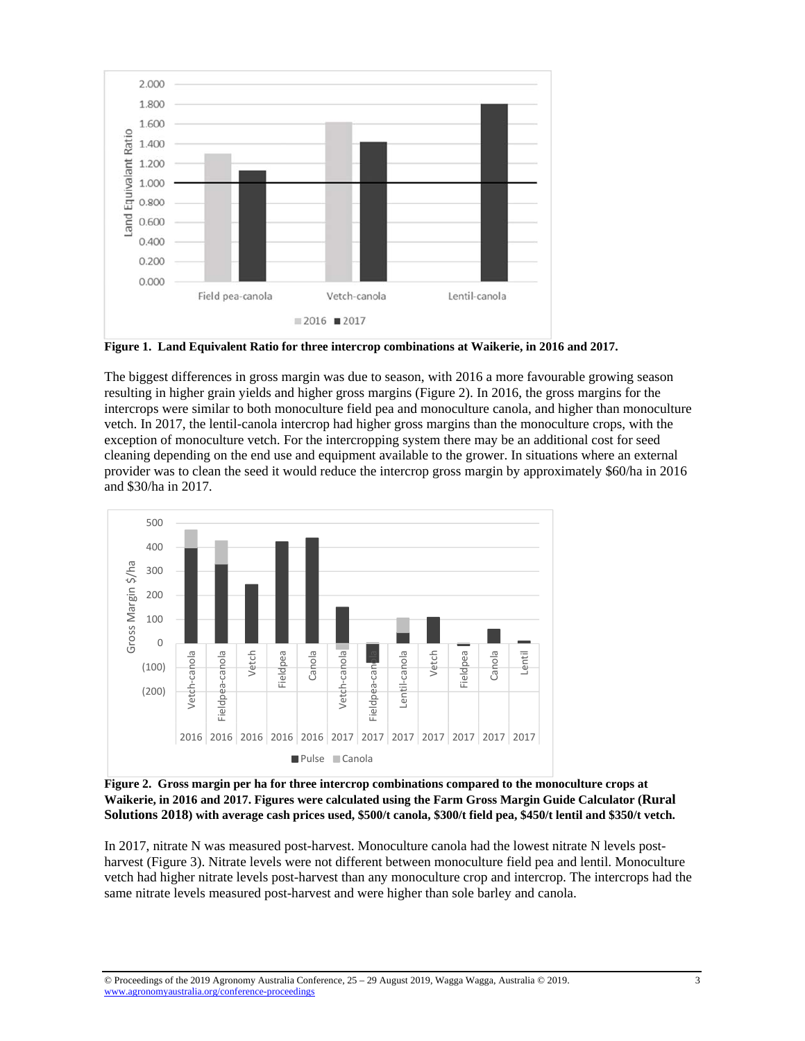Figure 1.  Land Equivalent Ratio for three intercrop combinations at Waikerie, in 2016 and 2017.

The biggest differences in gross margin was due to season, with 2016 a more favourable growing season resulting in higher grain yields and higher gross margins (Figure 2). In 2016, the gross margins for the intercrops were similar to both monoculture field pea and monoculture canola, and higher than monoculture vetch. In 2017, the lentil-canola intercrop had higher gross margins than the monoculture crops, with the exception of monoculture vetch. For the intercropping system there may be an additional cost for seed cleaning depending on the end use and equipment available to the grower. In situations where an external provider was to clean the seed it would reduce the intercrop gross margin by approximately $60/ha in 2016 and $30/ha in 2017.

**Figure 2.  Gross margin per ha for three intercrop combinations compared to the monoculture crops at Waikerie, in 2016 and 2017. Figures were calculated using the Farm Gross Margin Guide Calculator (Rural Solutions 2018) with average cash prices used, $500/t canola, $300/t field pea, $450/t lentil and $350/t vetch.**

In 2017, nitrate N was measured post-harvest. Monoculture canola had the lowest nitrate N levels post-harvest (Figure 3). Nitrate levels were not different between monoculture field pea and lentil. Monoculture vetch had higher nitrate levels post-harvest than any monoculture crop and intercrop. The intercrops had the same nitrate levels measured post-harvest and were higher than sole barley and canola.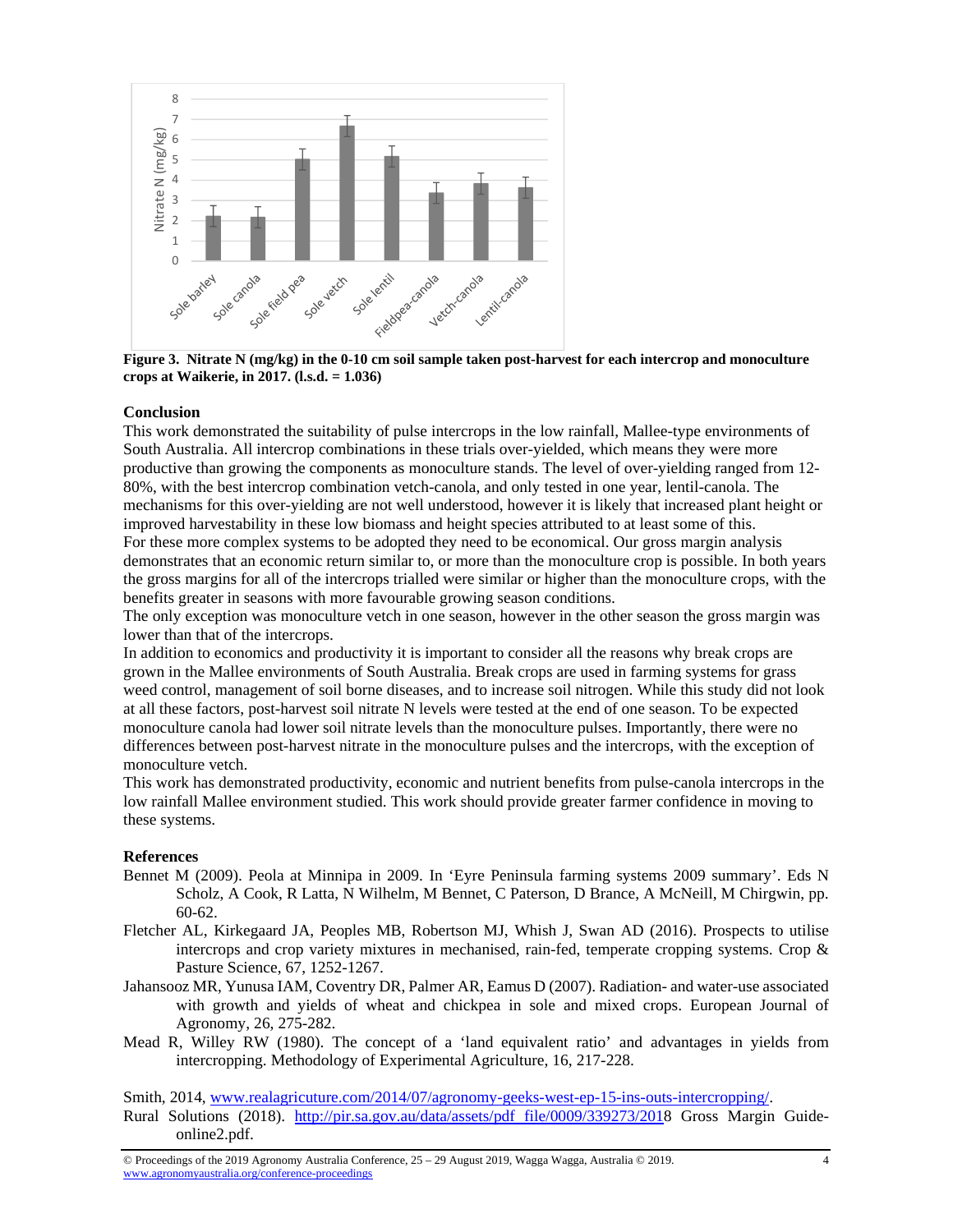Nitrate N (mg/kg)

8
7
6
5
4
3
2
1
0

Sole barley
Sole canola
Sole field pea
Sole vetch
Sole lentil
Fieldpea-canola
Vetch-canola
Lentil-canola

**Figure 3. Nitrate N (mg/kg) in the 0-10 cm soil sample taken post-harvest for each intercrop and monoculture crops at Waikerie, in 2017. (l.s.d. = 1.036)**

## Conclusion

This work demonstrated the suitability of pulse intercrops in the low rainfall, Mallee-type environments of South Australia. All intercrop combinations in these trials over-yielded, which means they were more productive than growing the components as monoculture stands. The level of over-yielding ranged from 12-80%, with the best intercrop combination vetch-canola, and only tested in one year, lentil-canola. The mechanisms for this over-yielding are not well understood, however it is likely that increased plant height or improved harvestability in these low biomass and height species attributed to at least some of this.

For these more complex systems to be adopted they need to be economical. Our gross margin analysis demonstrates that an economic return similar to, or more than the monoculture crop is possible. In both years the gross margins for all of the intercrops trialled were similar or higher than the monoculture crops, with the benefits greater in seasons with more favourable growing season conditions.

The only exception was monoculture vetch in one season, however in the other season the gross margin was lower than that of the intercrops.

In addition to economics and productivity it is important to consider all the reasons why break crops are grown in the Mallee environments of South Australia. Break crops are used in farming systems for grass weed control, management of soil borne diseases, and to increase soil nitrogen. While this study did not look at all these factors, post-harvest soil nitrate N levels were tested at the end of one season. To be expected monoculture canola had lower soil nitrate levels than the monoculture pulses. Importantly, there were no differences between post-harvest nitrate in the monoculture pulses and the intercrops, with the exception of monoculture vetch.

This work has demonstrated productivity, economic and nutrient benefits from pulse-canola intercrops in the low rainfall Mallee environment studied. This work should provide greater farmer confidence in moving to these systems.

## References

Bennet M (2009). Peola at Minnipa in 2009. In 'Eyre Peninsula farming systems 2009 summary'. Eds N Scholz, A Cook, R Latta, N Wilhelm, M Bennet, C Paterson, D Brance, A McNeill, M Chirgwin, pp. 60-62.

Fletcher AL, Kirkegaard JA, Peoples MB, Robertson MJ, Whish J, Swan AD (2016). Prospects to utilise intercrops and crop variety mixtures in mechanised, rain-fed, temperate cropping systems. Crop & Pasture Science, 67, 1252-1267.

Jahansooz MR, Yunusa IAM, Coventry DR, Palmer AR, Eamus D (2007). Radiation- and water-use associated with growth and yields of wheat and chickpea in sole and mixed crops. European Journal of Agronomy, 26, 275-282.

Mead R, Willey RW (1980). The concept of a 'land equivalent ratio' and advantages in yields from intercropping. Methodology of Experimental Agriculture, 16, 217-228.

Smith, 2014, www.realagricuture.com/2014/07/agronomy-geeks-west-ep-15-ins-outs-intercropping/.

Rural Solutions (2018). http://pir.sa.gov.au/data/assets/pdf_file/0009/339273/2018 Gross Margin Guide-online2.pdf.